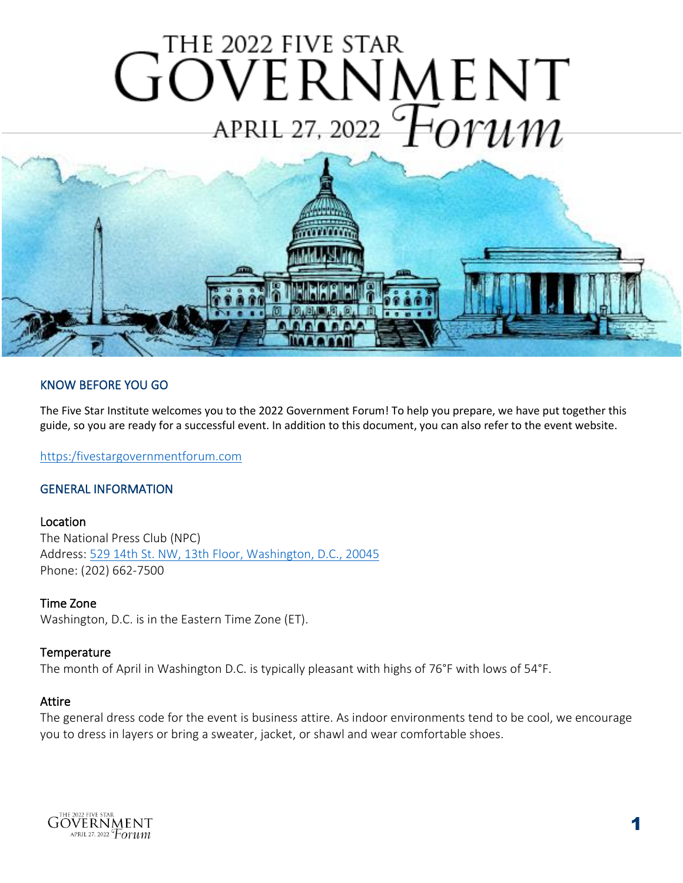# THE 2022 FIVE STAR GOVERNMENT Forum

APRIL 27, 2022

## KNOW BEFORE YOU GO

The Five Star Institute welcomes you to the 2022 Government Forum! To help you prepare, we have put together this guide, so you are ready for a successful event. In addition to this document, you can also refer to the event website.

https:/fivestargovernmentforum.com

## GENERAL INFORMATION

### Location

The National Press Club (NPC)
Address: 529 14th St. NW, 13th Floor, Washington, D.C., 20045
Phone: (202) 662-7500

### Time Zone

Washington, D.C. is in the Eastern Time Zone (ET).

### Temperature

The month of April in Washington D.C. is typically pleasant with highs of 76°F with lows of 54°F.

### Attire

The general dress code for the event is business attire. As indoor environments tend to be cool, we encourage you to dress in layers or bring a sweater, jacket, or shawl and wear comfortable shoes.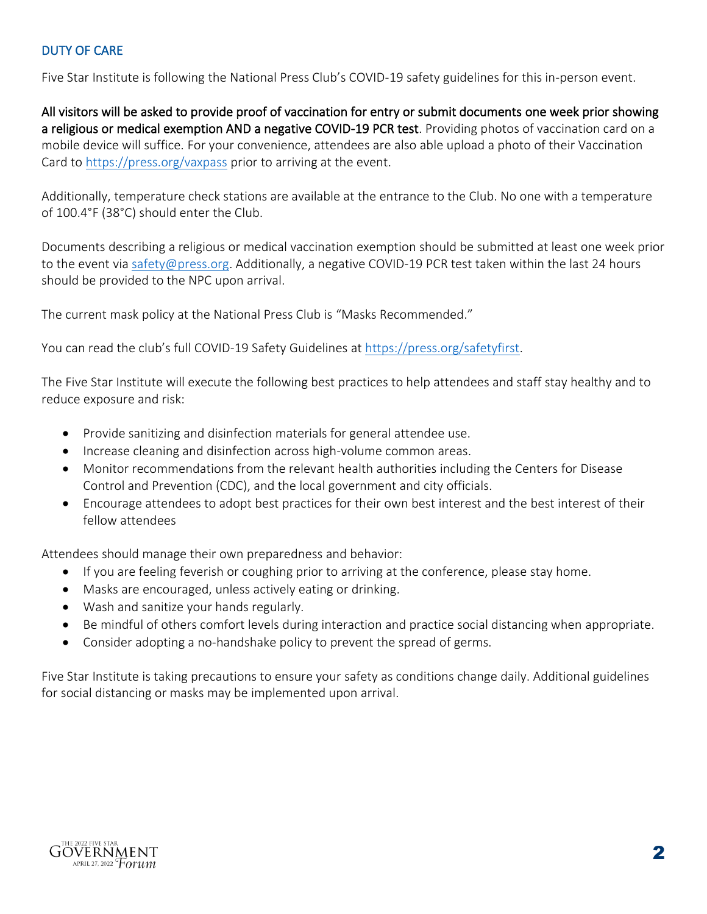## DUTY OF CARE

Five Star Institute is following the National Press Club's COVID-19 safety guidelines for this in-person event.

**All visitors will be asked to provide proof of vaccination for entry or submit documents one week prior showing a religious or medical exemption AND a negative COVID-19 PCR test**. Providing photos of vaccination card on a mobile device will suffice. For your convenience, attendees are also able upload a photo of their Vaccination Card to https://press.org/vaxpass prior to arriving at the event.

Additionally, temperature check stations are available at the entrance to the Club. No one with a temperature of 100.4°F (38°C) should enter the Club.

Documents describing a religious or medical vaccination exemption should be submitted at least one week prior to the event via safety@press.org. Additionally, a negative COVID-19 PCR test taken within the last 24 hours should be provided to the NPC upon arrival.

The current mask policy at the National Press Club is "Masks Recommended."

You can read the club's full COVID-19 Safety Guidelines at https://press.org/safetyfirst.

The Five Star Institute will execute the following best practices to help attendees and staff stay healthy and to reduce exposure and risk:

- Provide sanitizing and disinfection materials for general attendee use.
- Increase cleaning and disinfection across high-volume common areas.
- Monitor recommendations from the relevant health authorities including the Centers for Disease Control and Prevention (CDC), and the local government and city officials.
- Encourage attendees to adopt best practices for their own best interest and the best interest of their fellow attendees

Attendees should manage their own preparedness and behavior:

- If you are feeling feverish or coughing prior to arriving at the conference, please stay home.
- Masks are encouraged, unless actively eating or drinking.
- Wash and sanitize your hands regularly.
- Be mindful of others comfort levels during interaction and practice social distancing when appropriate.
- Consider adopting a no-handshake policy to prevent the spread of germs.

Five Star Institute is taking precautions to ensure your safety as conditions change daily. Additional guidelines for social distancing or masks may be implemented upon arrival.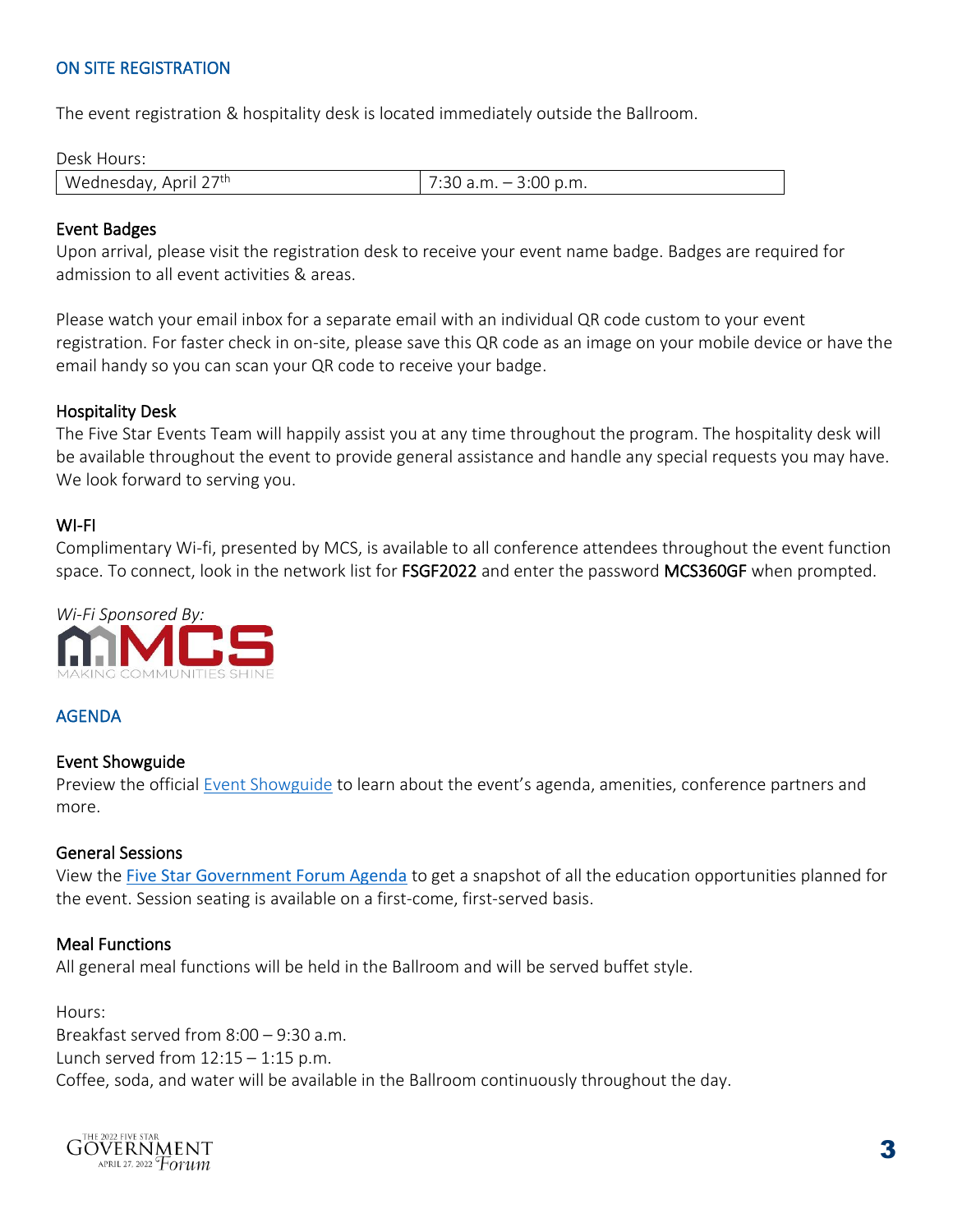## ON SITE REGISTRATION

The event registration & hospitality desk is located immediately outside the Ballroom.

Desk Hours:

| Wednesday, April 27th | 7:30 a.m. – 3:00 p.m. |
|---|---|

### Event Badges

Upon arrival, please visit the registration desk to receive your event name badge. Badges are required for admission to all event activities & areas.

Please watch your email inbox for a separate email with an individual QR code custom to your event registration. For faster check in on-site, please save this QR code as an image on your mobile device or have the email handy so you can scan your QR code to receive your badge.

### Hospitality Desk

The Five Star Events Team will happily assist you at any time throughout the program. The hospitality desk will be available throughout the event to provide general assistance and handle any special requests you may have. We look forward to serving you.

### WI-FI

Complimentary Wi-fi, presented by MCS, is available to all conference attendees throughout the event function space. To connect, look in the network list for **FSGF2022** and enter the password **MCS360GF** when prompted.

*Wi-Fi Sponsored By:*

MCS
MAKING COMMUNITIES SHINE

## AGENDA

### Event Showguide

Preview the official [Event Showguide] to learn about the event's agenda, amenities, conference partners and more.

### General Sessions

View the [Five Star Government Forum Agenda] to get a snapshot of all the education opportunities planned for the event. Session seating is available on a first-come, first-served basis.

### Meal Functions

All general meal functions will be held in the Ballroom and will be served buffet style.

Hours:
Breakfast served from 8:00 – 9:30 a.m.
Lunch served from 12:15 – 1:15 p.m.
Coffee, soda, and water will be available in the Ballroom continuously throughout the day.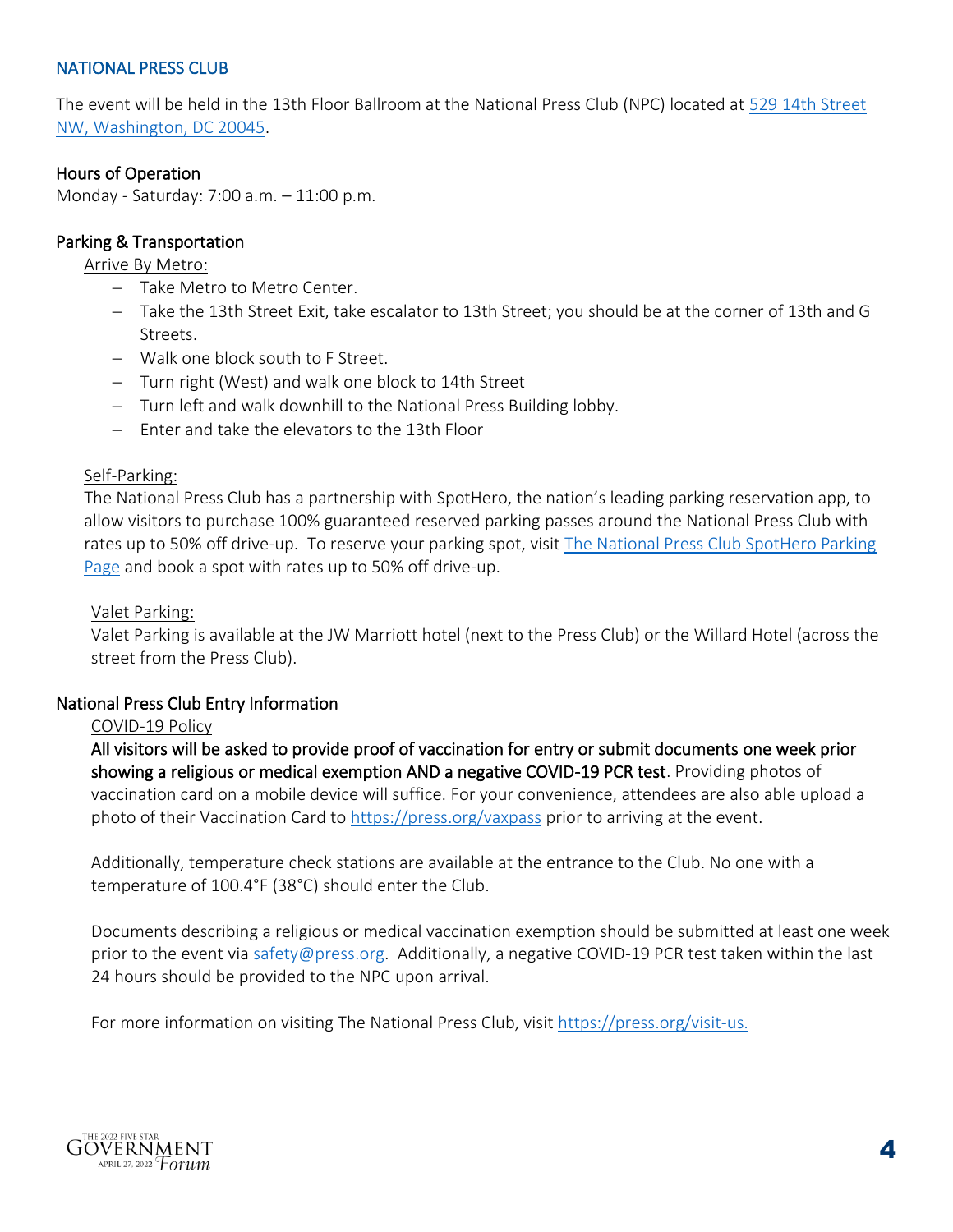## NATIONAL PRESS CLUB

The event will be held in the 13th Floor Ballroom at the National Press Club (NPC) located at [529 14th Street NW, Washington, DC 20045](#).

### Hours of Operation

Monday - Saturday: 7:00 a.m. – 11:00 p.m.

### Parking & Transportation

Arrive By Metro:

- Take Metro to Metro Center.
- Take the 13th Street Exit, take escalator to 13th Street; you should be at the corner of 13th and G Streets.
- Walk one block south to F Street.
- Turn right (West) and walk one block to 14th Street
- Turn left and walk downhill to the National Press Building lobby.
- Enter and take the elevators to the 13th Floor

Self-Parking:

The National Press Club has a partnership with SpotHero, the nation's leading parking reservation app, to allow visitors to purchase 100% guaranteed reserved parking passes around the National Press Club with rates up to 50% off drive-up. To reserve your parking spot, visit [The National Press Club SpotHero Parking Page](#) and book a spot with rates up to 50% off drive-up.

Valet Parking:

Valet Parking is available at the JW Marriott hotel (next to the Press Club) or the Willard Hotel (across the street from the Press Club).

### National Press Club Entry Information

COVID-19 Policy

**All visitors will be asked to provide proof of vaccination for entry or submit documents one week prior showing a religious or medical exemption AND a negative COVID-19 PCR test**. Providing photos of vaccination card on a mobile device will suffice. For your convenience, attendees are also able upload a photo of their Vaccination Card to https://press.org/vaxpass prior to arriving at the event.

Additionally, temperature check stations are available at the entrance to the Club. No one with a temperature of 100.4°F (38°C) should enter the Club.

Documents describing a religious or medical vaccination exemption should be submitted at least one week prior to the event via safety@press.org. Additionally, a negative COVID-19 PCR test taken within the last 24 hours should be provided to the NPC upon arrival.

For more information on visiting The National Press Club, visit https://press.org/visit-us.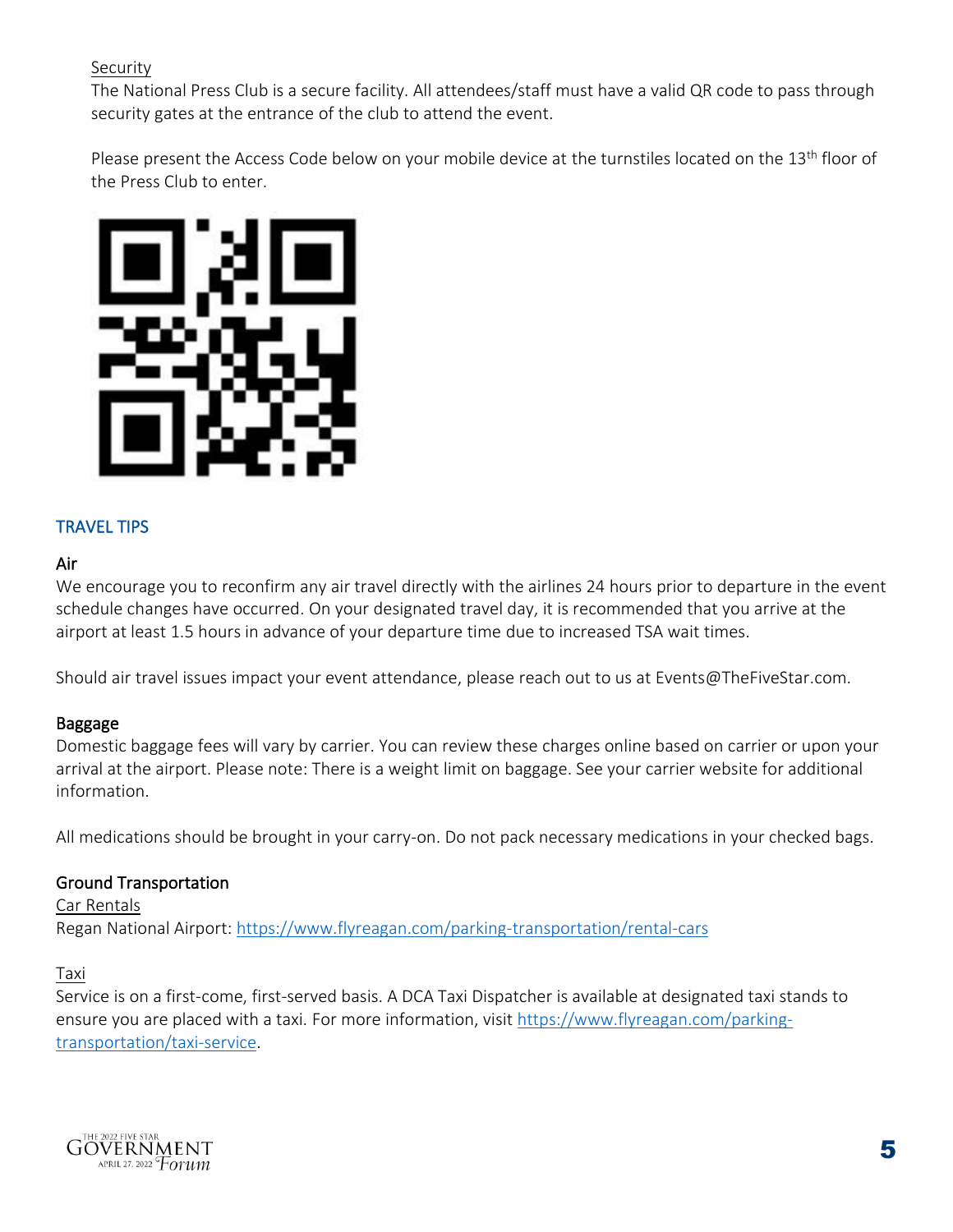Security

The National Press Club is a secure facility. All attendees/staff must have a valid QR code to pass through security gates at the entrance of the club to attend the event.

Please present the Access Code below on your mobile device at the turnstiles located on the 13th floor of the Press Club to enter.

## TRAVEL TIPS

### Air

We encourage you to reconfirm any air travel directly with the airlines 24 hours prior to departure in the event schedule changes have occurred. On your designated travel day, it is recommended that you arrive at the airport at least 1.5 hours in advance of your departure time due to increased TSA wait times.

Should air travel issues impact your event attendance, please reach out to us at Events@TheFiveStar.com.

### Baggage

Domestic baggage fees will vary by carrier. You can review these charges online based on carrier or upon your arrival at the airport. Please note: There is a weight limit on baggage. See your carrier website for additional information.

All medications should be brought in your carry-on. Do not pack necessary medications in your checked bags.

### Ground Transportation

Car Rentals

Regan National Airport: https://www.flyreagan.com/parking-transportation/rental-cars

Taxi

Service is on a first-come, first-served basis. A DCA Taxi Dispatcher is available at designated taxi stands to ensure you are placed with a taxi. For more information, visit https://www.flyreagan.com/parking-transportation/taxi-service.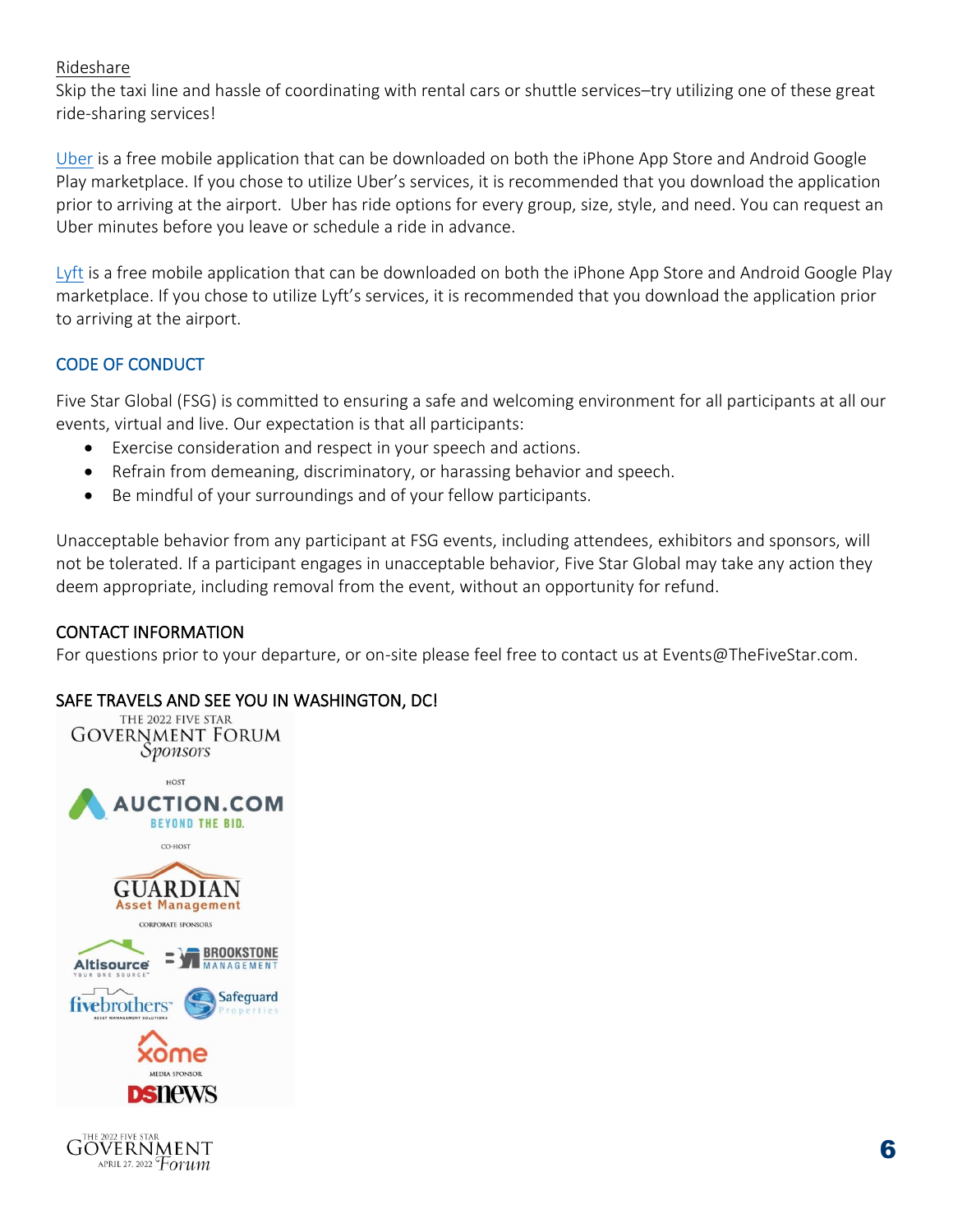Rideshare

Skip the taxi line and hassle of coordinating with rental cars or shuttle services–try utilizing one of these great ride-sharing services!

Uber is a free mobile application that can be downloaded on both the iPhone App Store and Android Google Play marketplace. If you chose to utilize Uber's services, it is recommended that you download the application prior to arriving at the airport. Uber has ride options for every group, size, style, and need. You can request an Uber minutes before you leave or schedule a ride in advance.

Lyft is a free mobile application that can be downloaded on both the iPhone App Store and Android Google Play marketplace. If you chose to utilize Lyft's services, it is recommended that you download the application prior to arriving at the airport.

## CODE OF CONDUCT

Five Star Global (FSG) is committed to ensuring a safe and welcoming environment for all participants at all our events, virtual and live. Our expectation is that all participants:

- Exercise consideration and respect in your speech and actions.
- Refrain from demeaning, discriminatory, or harassing behavior and speech.
- Be mindful of your surroundings and of your fellow participants.

Unacceptable behavior from any participant at FSG events, including attendees, exhibitors and sponsors, will not be tolerated. If a participant engages in unacceptable behavior, Five Star Global may take any action they deem appropriate, including removal from the event, without an opportunity for refund.

## CONTACT INFORMATION

For questions prior to your departure, or on-site please feel free to contact us at Events@TheFiveStar.com.

## SAFE TRAVELS AND SEE YOU IN WASHINGTON, DC!

THE 2022 FIVE STAR GOVERNMENT FORUM *Sponsors*

HOST

AUCTION.COM BEYOND THE BID.

CO-HOST

GUARDIAN Asset Management

CORPORATE SPONSORS

Altisource YOUR ONE SOURCE

BROOKSTONE MANAGEMENT

fivebrothers ASSET MANAGEMENT SOLUTIONS

Safeguard Properties

xome

MEDIA SPONSOR

DSnews